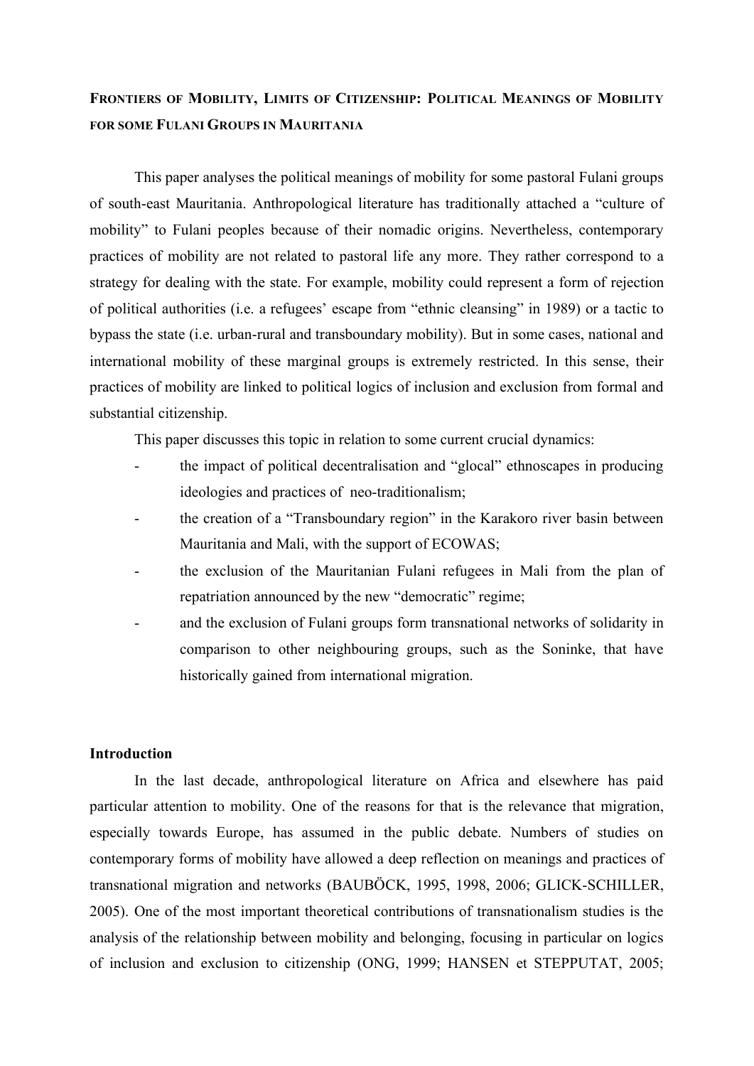# FRONTIERS OF MOBILITY, LIMITS OF CITIZENSHIP: POLITICAL MEANINGS OF MOBILITY FOR SOME FULANI GROUPS IN MAURITANIA

This paper analyses the political meanings of mobility for some pastoral Fulani groups of south-east Mauritania. Anthropological literature has traditionally attached a "culture of mobility" to Fulani peoples because of their nomadic origins. Nevertheless, contemporary practices of mobility are not related to pastoral life any more. They rather correspond to a strategy for dealing with the state. For example, mobility could represent a form of rejection of political authorities (i.e. a refugees' escape from "ethnic cleansing" in 1989) or a tactic to bypass the state (i.e. urban-rural and transboundary mobility). But in some cases, national and international mobility of these marginal groups is extremely restricted. In this sense, their practices of mobility are linked to political logics of inclusion and exclusion from formal and substantial citizenship.

This paper discusses this topic in relation to some current crucial dynamics:

- the impact of political decentralisation and "glocal" ethnoscapes in producing ideologies and practices of neo-traditionalism;
- the creation of a "Transboundary region" in the Karakoro river basin between Mauritania and Mali, with the support of ECOWAS;
- the exclusion of the Mauritanian Fulani refugees in Mali from the plan of repatriation announced by the new "democratic" regime;
- and the exclusion of Fulani groups form transnational networks of solidarity in comparison to other neighbouring groups, such as the Soninke, that have historically gained from international migration.

## Introduction

In the last decade, anthropological literature on Africa and elsewhere has paid particular attention to mobility. One of the reasons for that is the relevance that migration, especially towards Europe, has assumed in the public debate. Numbers of studies on contemporary forms of mobility have allowed a deep reflection on meanings and practices of transnational migration and networks (BAUBÖCK, 1995, 1998, 2006; GLICK-SCHILLER, 2005). One of the most important theoretical contributions of transnationalism studies is the analysis of the relationship between mobility and belonging, focusing in particular on logics of inclusion and exclusion to citizenship (ONG, 1999; HANSEN et STEPPUTAT, 2005;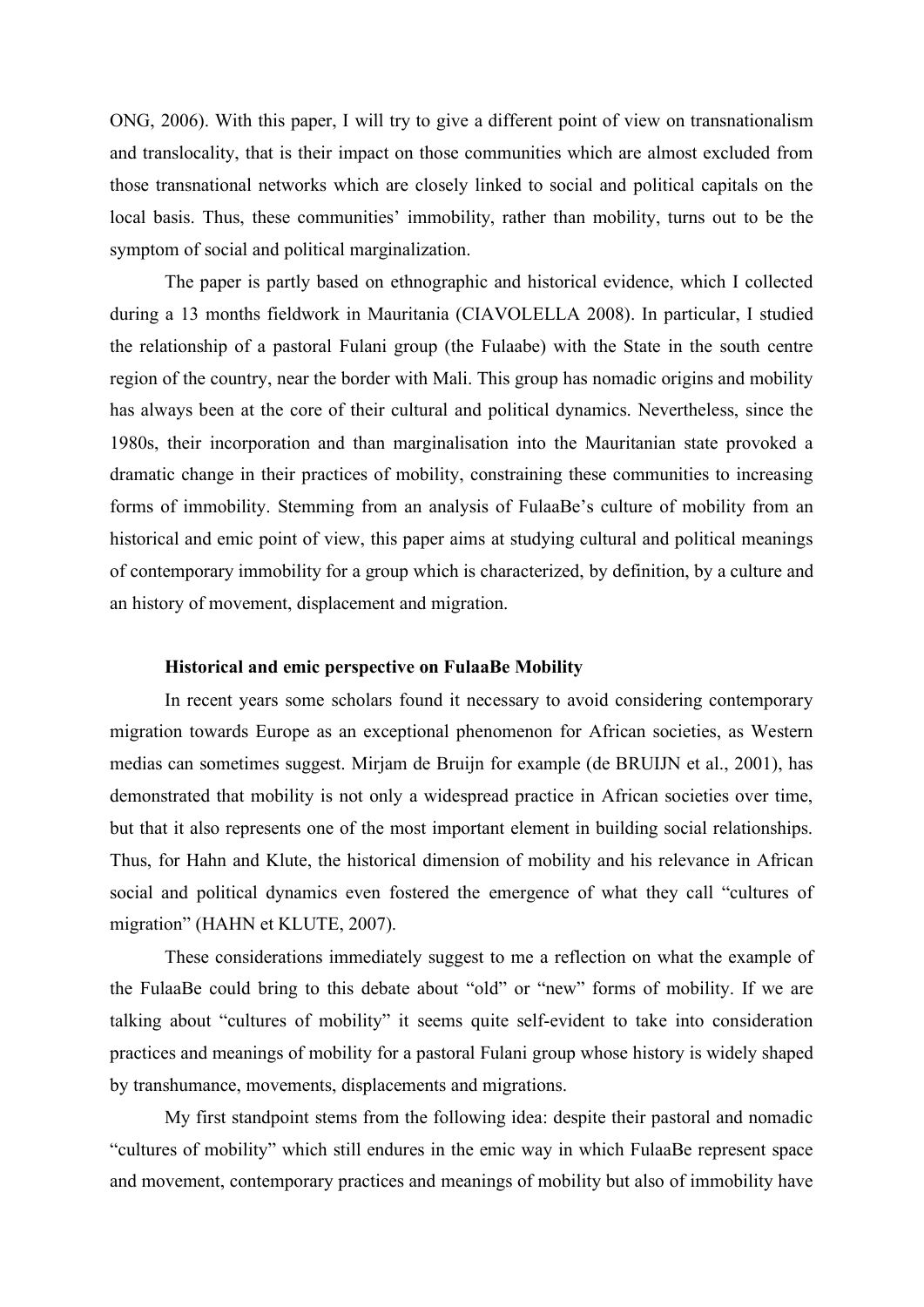ONG, 2006). With this paper, I will try to give a different point of view on transnationalism and translocality, that is their impact on those communities which are almost excluded from those transnational networks which are closely linked to social and political capitals on the local basis. Thus, these communities' immobility, rather than mobility, turns out to be the symptom of social and political marginalization.

The paper is partly based on ethnographic and historical evidence, which I collected during a 13 months fieldwork in Mauritania (CIAVOLELLA 2008). In particular, I studied the relationship of a pastoral Fulani group (the Fulaabe) with the State in the south centre region of the country, near the border with Mali. This group has nomadic origins and mobility has always been at the core of their cultural and political dynamics. Nevertheless, since the 1980s, their incorporation and than marginalisation into the Mauritanian state provoked a dramatic change in their practices of mobility, constraining these communities to increasing forms of immobility. Stemming from an analysis of FulaaBe's culture of mobility from an historical and emic point of view, this paper aims at studying cultural and political meanings of contemporary immobility for a group which is characterized, by definition, by a culture and an history of movement, displacement and migration.

### Historical and emic perspective on FulaaBe Mobility

In recent years some scholars found it necessary to avoid considering contemporary migration towards Europe as an exceptional phenomenon for African societies, as Western medias can sometimes suggest. Mirjam de Bruijn for example (de BRUIJN et al., 2001), has demonstrated that mobility is not only a widespread practice in African societies over time, but that it also represents one of the most important element in building social relationships. Thus, for Hahn and Klute, the historical dimension of mobility and his relevance in African social and political dynamics even fostered the emergence of what they call "cultures of migration" (HAHN et KLUTE, 2007).

These considerations immediately suggest to me a reflection on what the example of the FulaaBe could bring to this debate about "old" or "new" forms of mobility. If we are talking about "cultures of mobility" it seems quite self-evident to take into consideration practices and meanings of mobility for a pastoral Fulani group whose history is widely shaped by transhumance, movements, displacements and migrations.

My first standpoint stems from the following idea: despite their pastoral and nomadic "cultures of mobility" which still endures in the emic way in which FulaaBe represent space and movement, contemporary practices and meanings of mobility but also of immobility have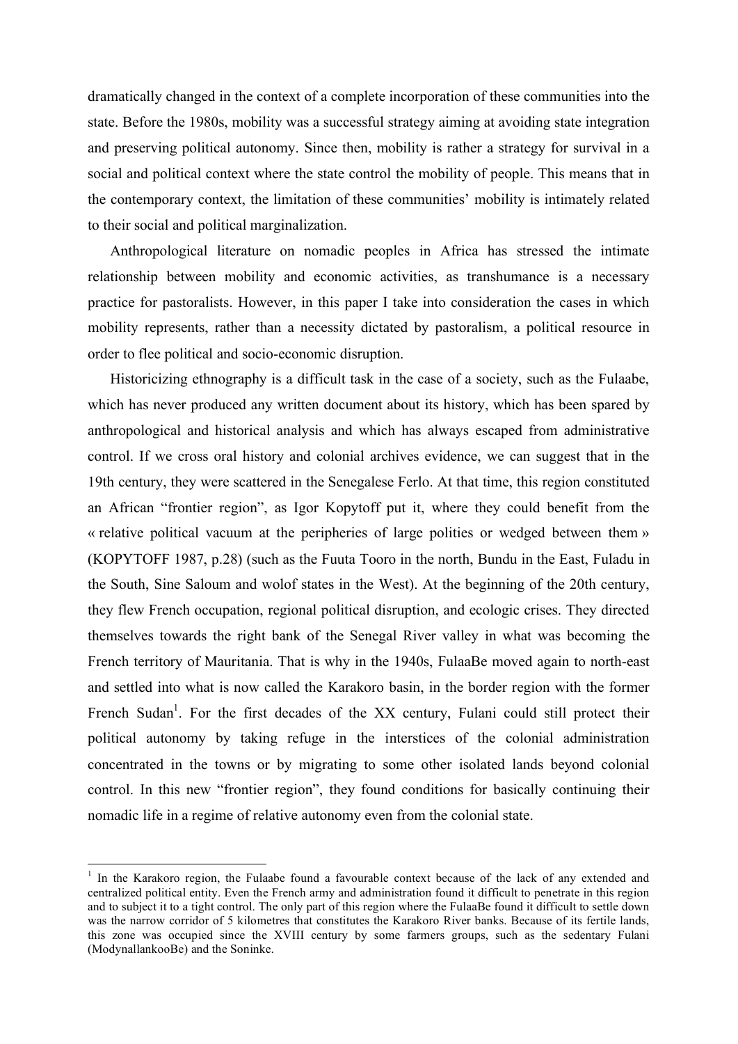dramatically changed in the context of a complete incorporation of these communities into the state. Before the 1980s, mobility was a successful strategy aiming at avoiding state integration and preserving political autonomy. Since then, mobility is rather a strategy for survival in a social and political context where the state control the mobility of people. This means that in the contemporary context, the limitation of these communities' mobility is intimately related to their social and political marginalization.

Anthropological literature on nomadic peoples in Africa has stressed the intimate relationship between mobility and economic activities, as transhumance is a necessary practice for pastoralists. However, in this paper I take into consideration the cases in which mobility represents, rather than a necessity dictated by pastoralism, a political resource in order to flee political and socio-economic disruption.

Historicizing ethnography is a difficult task in the case of a society, such as the Fulaabe, which has never produced any written document about its history, which has been spared by anthropological and historical analysis and which has always escaped from administrative control. If we cross oral history and colonial archives evidence, we can suggest that in the 19th century, they were scattered in the Senegalese Ferlo. At that time, this region constituted an African "frontier region", as Igor Kopytoff put it, where they could benefit from the « relative political vacuum at the peripheries of large polities or wedged between them » (KOPYTOFF 1987, p.28) (such as the Fuuta Tooro in the north, Bundu in the East, Fuladu in the South, Sine Saloum and wolof states in the West). At the beginning of the 20th century, they flew French occupation, regional political disruption, and ecologic crises. They directed themselves towards the right bank of the Senegal River valley in what was becoming the French territory of Mauritania. That is why in the 1940s, FulaaBe moved again to north-east and settled into what is now called the Karakoro basin, in the border region with the former French Sudan[1]. For the first decades of the XX century, Fulani could still protect their political autonomy by taking refuge in the interstices of the colonial administration concentrated in the towns or by migrating to some other isolated lands beyond colonial control. In this new "frontier region", they found conditions for basically continuing their nomadic life in a regime of relative autonomy even from the colonial state.

[1] In the Karakoro region, the Fulaabe found a favourable context because of the lack of any extended and centralized political entity. Even the French army and administration found it difficult to penetrate in this region and to subject it to a tight control. The only part of this region where the FulaaBe found it difficult to settle down was the narrow corridor of 5 kilometres that constitutes the Karakoro River banks. Because of its fertile lands, this zone was occupied since the XVIII century by some farmers groups, such as the sedentary Fulani (ModynallankooBe) and the Soninke.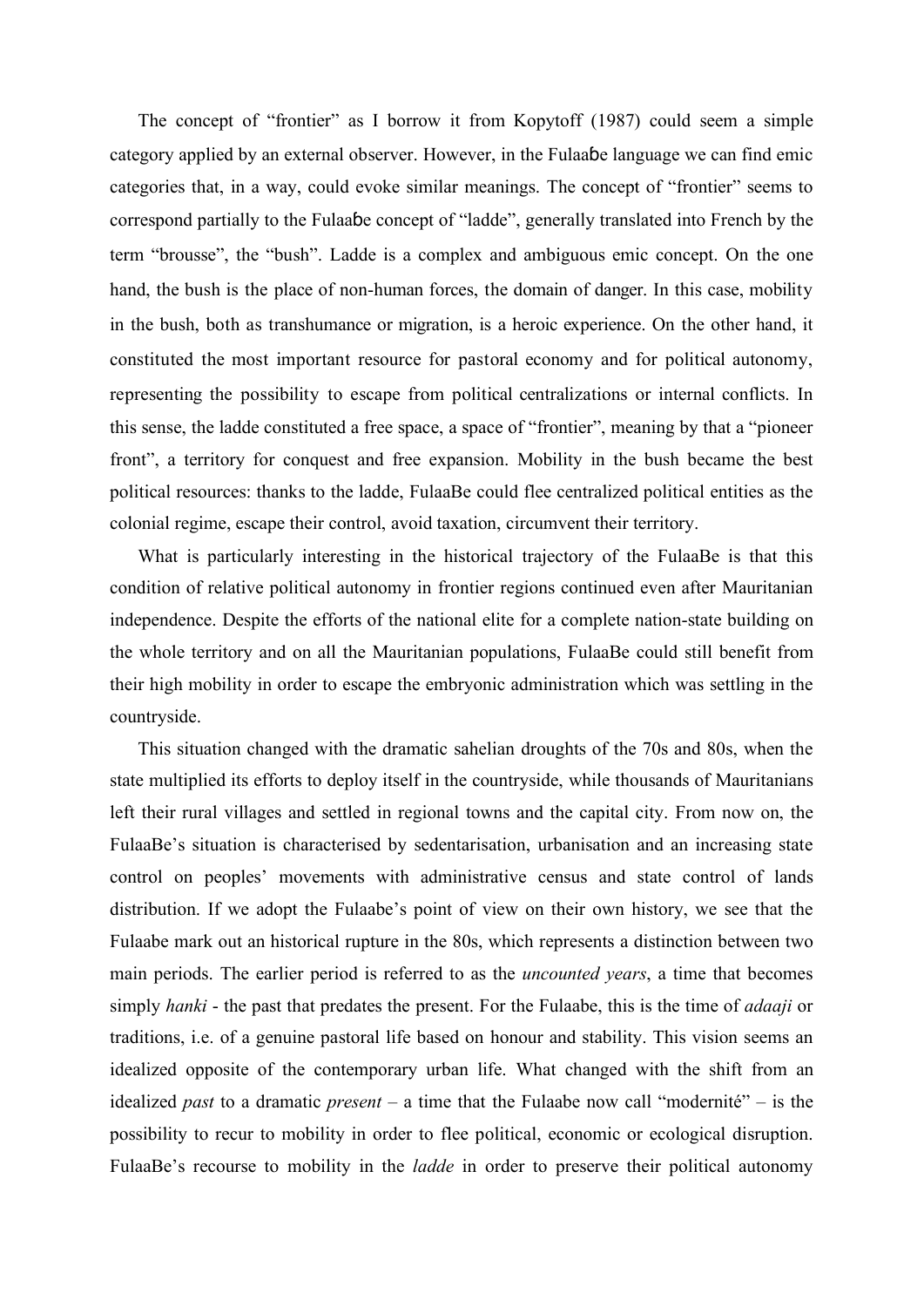The concept of "frontier" as I borrow it from Kopytoff (1987) could seem a simple category applied by an external observer. However, in the Fulaaɓe language we can find emic categories that, in a way, could evoke similar meanings. The concept of "frontier" seems to correspond partially to the Fulaaɓe concept of "ladde", generally translated into French by the term "brousse", the "bush". Ladde is a complex and ambiguous emic concept. On the one hand, the bush is the place of non-human forces, the domain of danger. In this case, mobility in the bush, both as transhumance or migration, is a heroic experience. On the other hand, it constituted the most important resource for pastoral economy and for political autonomy, representing the possibility to escape from political centralizations or internal conflicts. In this sense, the ladde constituted a free space, a space of "frontier", meaning by that a "pioneer front", a territory for conquest and free expansion. Mobility in the bush became the best political resources: thanks to the ladde, FulaaBe could flee centralized political entities as the colonial regime, escape their control, avoid taxation, circumvent their territory.

What is particularly interesting in the historical trajectory of the FulaaBe is that this condition of relative political autonomy in frontier regions continued even after Mauritanian independence. Despite the efforts of the national elite for a complete nation-state building on the whole territory and on all the Mauritanian populations, FulaaBe could still benefit from their high mobility in order to escape the embryonic administration which was settling in the countryside.

This situation changed with the dramatic sahelian droughts of the 70s and 80s, when the state multiplied its efforts to deploy itself in the countryside, while thousands of Mauritanians left their rural villages and settled in regional towns and the capital city. From now on, the FulaaBe's situation is characterised by sedentarisation, urbanisation and an increasing state control on peoples' movements with administrative census and state control of lands distribution. If we adopt the Fulaabe's point of view on their own history, we see that the Fulaabe mark out an historical rupture in the 80s, which represents a distinction between two main periods. The earlier period is referred to as the *uncounted years*, a time that becomes simply *hanki* - the past that predates the present. For the Fulaabe, this is the time of *adaaji* or traditions, i.e. of a genuine pastoral life based on honour and stability. This vision seems an idealized opposite of the contemporary urban life. What changed with the shift from an idealized *past* to a dramatic *present* – a time that the Fulaabe now call "modernité" – is the possibility to recur to mobility in order to flee political, economic or ecological disruption. FulaaBe's recourse to mobility in the *ladde* in order to preserve their political autonomy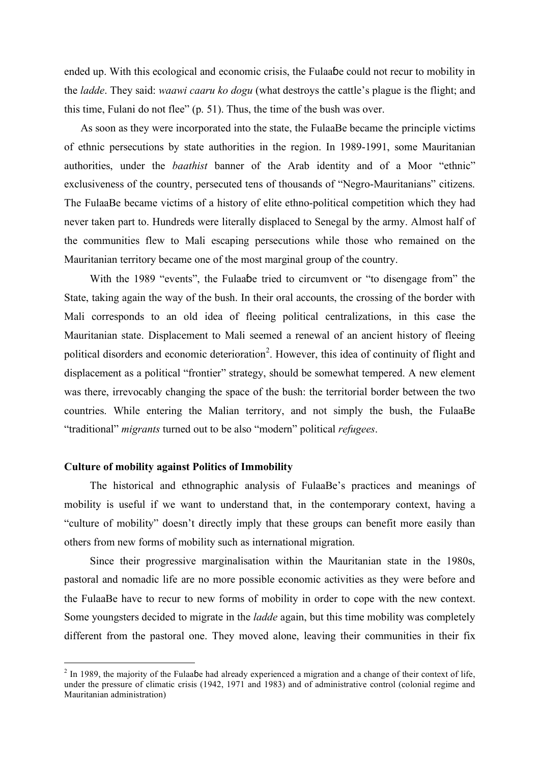ended up. With this ecological and economic crisis, the Fulaaɓe could not recur to mobility in the *ladde*. They said: *waawi caaru ko dogu* (what destroys the cattle's plague is the flight; and this time, Fulani do not flee" (p. 51). Thus, the time of the bush was over.

As soon as they were incorporated into the state, the FulaaBe became the principle victims of ethnic persecutions by state authorities in the region. In 1989-1991, some Mauritanian authorities, under the *baathist* banner of the Arab identity and of a Moor "ethnic" exclusiveness of the country, persecuted tens of thousands of "Negro-Mauritanians" citizens. The FulaaBe became victims of a history of elite ethno-political competition which they had never taken part to. Hundreds were literally displaced to Senegal by the army. Almost half of the communities flew to Mali escaping persecutions while those who remained on the Mauritanian territory became one of the most marginal group of the country.

With the 1989 "events", the Fulaaɓe tried to circumvent or "to disengage from" the State, taking again the way of the bush. In their oral accounts, the crossing of the border with Mali corresponds to an old idea of fleeing political centralizations, in this case the Mauritanian state. Displacement to Mali seemed a renewal of an ancient history of fleeing political disorders and economic deterioration[2]. However, this idea of continuity of flight and displacement as a political "frontier" strategy, should be somewhat tempered. A new element was there, irrevocably changing the space of the bush: the territorial border between the two countries. While entering the Malian territory, and not simply the bush, the FulaaBe "traditional" *migrants* turned out to be also "modern" political *refugees*.

**Culture of mobility against Politics of Immobility**

The historical and ethnographic analysis of FulaaBe's practices and meanings of mobility is useful if we want to understand that, in the contemporary context, having a "culture of mobility" doesn't directly imply that these groups can benefit more easily than others from new forms of mobility such as international migration.

Since their progressive marginalisation within the Mauritanian state in the 1980s, pastoral and nomadic life are no more possible economic activities as they were before and the FulaaBe have to recur to new forms of mobility in order to cope with the new context. Some youngsters decided to migrate in the *ladde* again, but this time mobility was completely different from the pastoral one. They moved alone, leaving their communities in their fix

[2] In 1989, the majority of the Fulaaɓe had already experienced a migration and a change of their context of life, under the pressure of climatic crisis (1942, 1971 and 1983) and of administrative control (colonial regime and Mauritanian administration)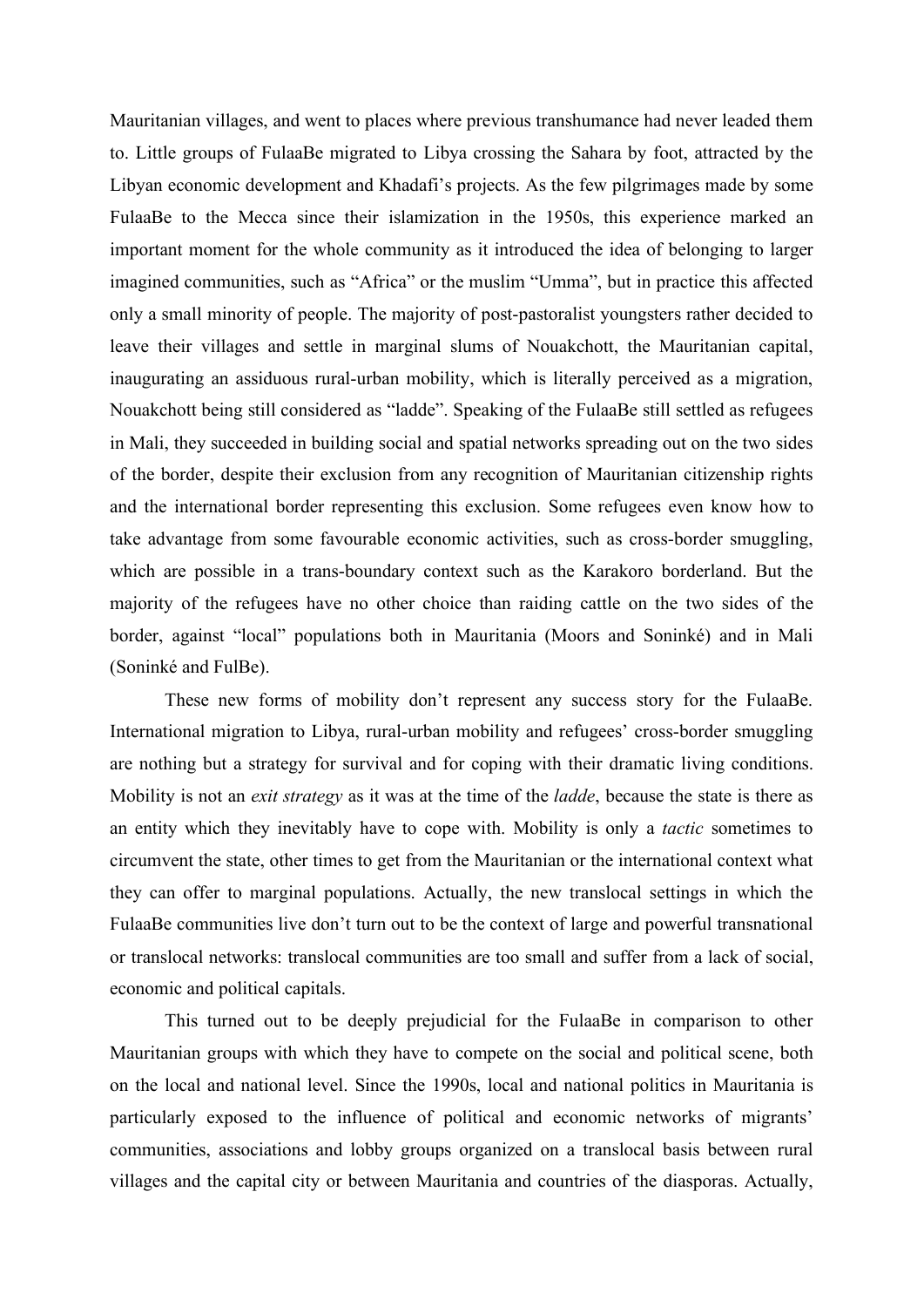Mauritanian villages, and went to places where previous transhumance had never leaded them to. Little groups of FulaaBe migrated to Libya crossing the Sahara by foot, attracted by the Libyan economic development and Khadafi's projects. As the few pilgrimages made by some FulaaBe to the Mecca since their islamization in the 1950s, this experience marked an important moment for the whole community as it introduced the idea of belonging to larger imagined communities, such as "Africa" or the muslim "Umma", but in practice this affected only a small minority of people. The majority of post-pastoralist youngsters rather decided to leave their villages and settle in marginal slums of Nouakchott, the Mauritanian capital, inaugurating an assiduous rural-urban mobility, which is literally perceived as a migration, Nouakchott being still considered as "ladde". Speaking of the FulaaBe still settled as refugees in Mali, they succeeded in building social and spatial networks spreading out on the two sides of the border, despite their exclusion from any recognition of Mauritanian citizenship rights and the international border representing this exclusion. Some refugees even know how to take advantage from some favourable economic activities, such as cross-border smuggling, which are possible in a trans-boundary context such as the Karakoro borderland. But the majority of the refugees have no other choice than raiding cattle on the two sides of the border, against "local" populations both in Mauritania (Moors and Soninké) and in Mali (Soninké and FulBe).

These new forms of mobility don't represent any success story for the FulaaBe. International migration to Libya, rural-urban mobility and refugees' cross-border smuggling are nothing but a strategy for survival and for coping with their dramatic living conditions. Mobility is not an *exit strategy* as it was at the time of the *ladde*, because the state is there as an entity which they inevitably have to cope with. Mobility is only a *tactic* sometimes to circumvent the state, other times to get from the Mauritanian or the international context what they can offer to marginal populations. Actually, the new translocal settings in which the FulaaBe communities live don't turn out to be the context of large and powerful transnational or translocal networks: translocal communities are too small and suffer from a lack of social, economic and political capitals.

This turned out to be deeply prejudicial for the FulaaBe in comparison to other Mauritanian groups with which they have to compete on the social and political scene, both on the local and national level. Since the 1990s, local and national politics in Mauritania is particularly exposed to the influence of political and economic networks of migrants' communities, associations and lobby groups organized on a translocal basis between rural villages and the capital city or between Mauritania and countries of the diasporas. Actually,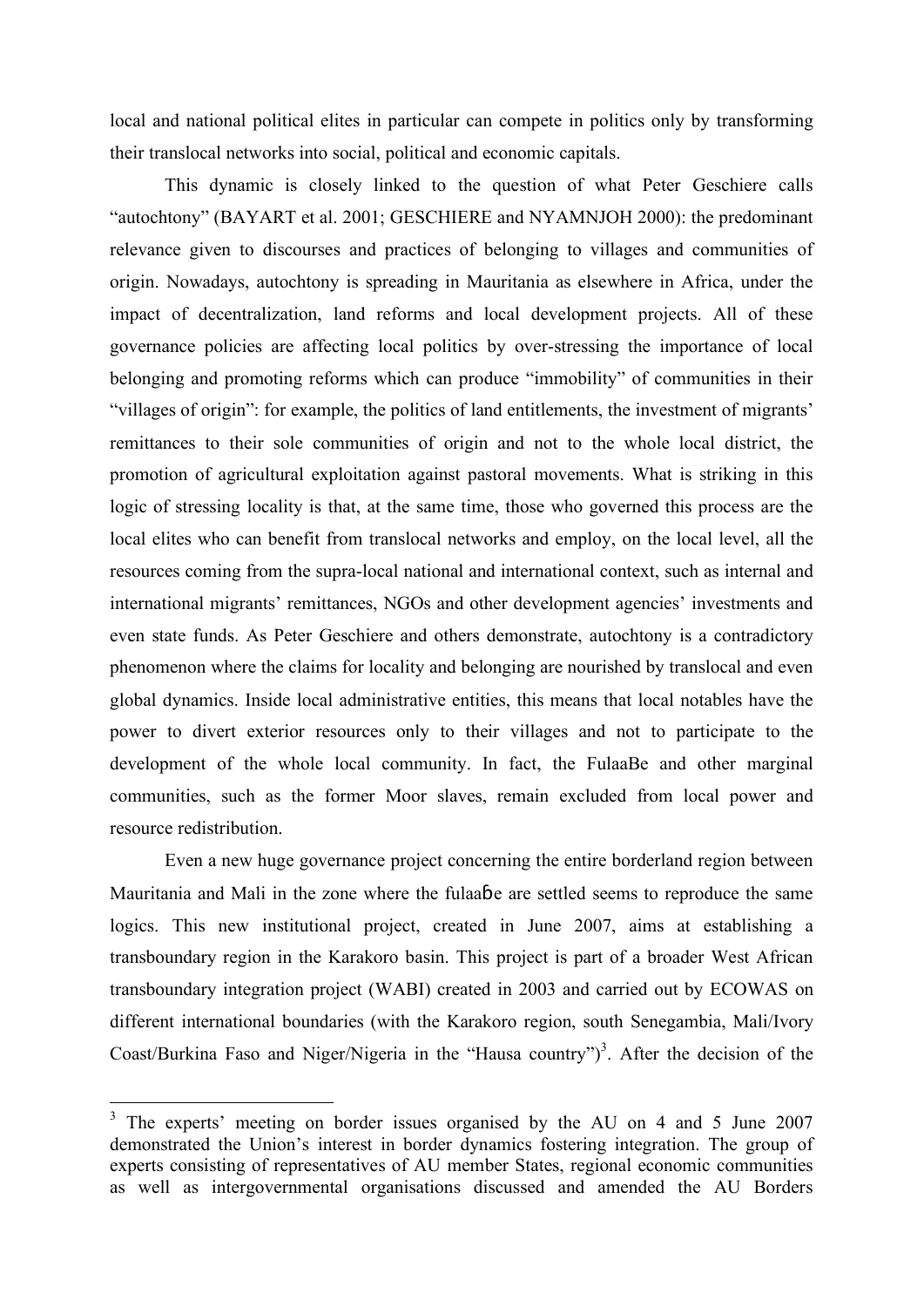local and national political elites in particular can compete in politics only by transforming their translocal networks into social, political and economic capitals.

This dynamic is closely linked to the question of what Peter Geschiere calls "autochtony" (BAYART et al. 2001; GESCHIERE and NYAMNJOH 2000): the predominant relevance given to discourses and practices of belonging to villages and communities of origin. Nowadays, autochtony is spreading in Mauritania as elsewhere in Africa, under the impact of decentralization, land reforms and local development projects. All of these governance policies are affecting local politics by over-stressing the importance of local belonging and promoting reforms which can produce "immobility" of communities in their "villages of origin": for example, the politics of land entitlements, the investment of migrants' remittances to their sole communities of origin and not to the whole local district, the promotion of agricultural exploitation against pastoral movements. What is striking in this logic of stressing locality is that, at the same time, those who governed this process are the local elites who can benefit from translocal networks and employ, on the local level, all the resources coming from the supra-local national and international context, such as internal and international migrants' remittances, NGOs and other development agencies' investments and even state funds. As Peter Geschiere and others demonstrate, autochtony is a contradictory phenomenon where the claims for locality and belonging are nourished by translocal and even global dynamics. Inside local administrative entities, this means that local notables have the power to divert exterior resources only to their villages and not to participate to the development of the whole local community. In fact, the FulaaBe and other marginal communities, such as the former Moor slaves, remain excluded from local power and resource redistribution.

Even a new huge governance project concerning the entire borderland region between Mauritania and Mali in the zone where the fulaaɓe are settled seems to reproduce the same logics. This new institutional project, created in June 2007, aims at establishing a transboundary region in the Karakoro basin. This project is part of a broader West African transboundary integration project (WABI) created in 2003 and carried out by ECOWAS on different international boundaries (with the Karakoro region, south Senegambia, Mali/Ivory Coast/Burkina Faso and Niger/Nigeria in the "Hausa country")[3]. After the decision of the

---

[3] The experts' meeting on border issues organised by the AU on 4 and 5 June 2007 demonstrated the Union's interest in border dynamics fostering integration. The group of experts consisting of representatives of AU member States, regional economic communities as well as intergovernmental organisations discussed and amended the AU Borders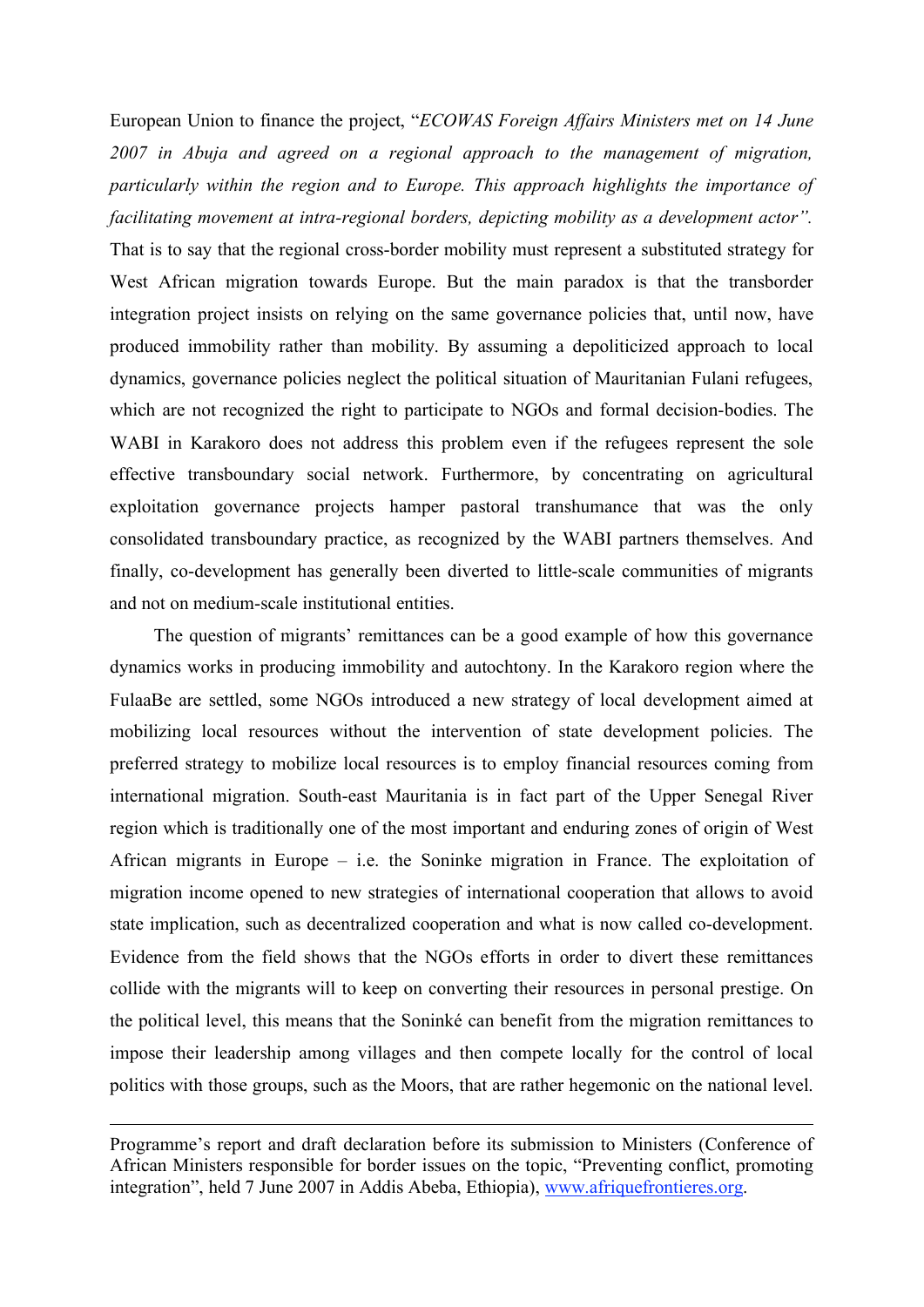European Union to finance the project, "*ECOWAS Foreign Affairs Ministers met on 14 June 2007 in Abuja and agreed on a regional approach to the management of migration, particularly within the region and to Europe. This approach highlights the importance of facilitating movement at intra-regional borders, depicting mobility as a development actor".* That is to say that the regional cross-border mobility must represent a substituted strategy for West African migration towards Europe. But the main paradox is that the transborder integration project insists on relying on the same governance policies that, until now, have produced immobility rather than mobility. By assuming a depoliticized approach to local dynamics, governance policies neglect the political situation of Mauritanian Fulani refugees, which are not recognized the right to participate to NGOs and formal decision-bodies. The WABI in Karakoro does not address this problem even if the refugees represent the sole effective transboundary social network. Furthermore, by concentrating on agricultural exploitation governance projects hamper pastoral transhumance that was the only consolidated transboundary practice, as recognized by the WABI partners themselves. And finally, co-development has generally been diverted to little-scale communities of migrants and not on medium-scale institutional entities.

The question of migrants' remittances can be a good example of how this governance dynamics works in producing immobility and autochtony. In the Karakoro region where the FulaaBe are settled, some NGOs introduced a new strategy of local development aimed at mobilizing local resources without the intervention of state development policies. The preferred strategy to mobilize local resources is to employ financial resources coming from international migration. South-east Mauritania is in fact part of the Upper Senegal River region which is traditionally one of the most important and enduring zones of origin of West African migrants in Europe – i.e. the Soninke migration in France. The exploitation of migration income opened to new strategies of international cooperation that allows to avoid state implication, such as decentralized cooperation and what is now called co-development. Evidence from the field shows that the NGOs efforts in order to divert these remittances collide with the migrants will to keep on converting their resources in personal prestige. On the political level, this means that the Soninké can benefit from the migration remittances to impose their leadership among villages and then compete locally for the control of local politics with those groups, such as the Moors, that are rather hegemonic on the national level.

---

Programme's report and draft declaration before its submission to Ministers (Conference of African Ministers responsible for border issues on the topic, "Preventing conflict, promoting integration", held 7 June 2007 in Addis Abeba, Ethiopia), [www.afriquefrontieres.org](http://www.afriquefrontieres.org).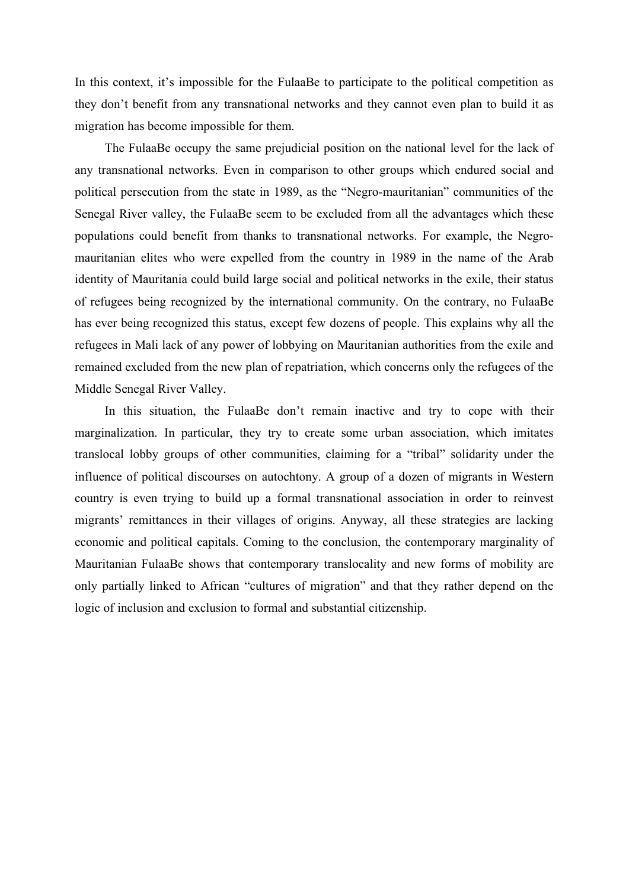In this context, it's impossible for the FulaaBe to participate to the political competition as they don't benefit from any transnational networks and they cannot even plan to build it as migration has become impossible for them.

The FulaaBe occupy the same prejudicial position on the national level for the lack of any transnational networks. Even in comparison to other groups which endured social and political persecution from the state in 1989, as the "Negro-mauritanian" communities of the Senegal River valley, the FulaaBe seem to be excluded from all the advantages which these populations could benefit from thanks to transnational networks. For example, the Negro-mauritanian elites who were expelled from the country in 1989 in the name of the Arab identity of Mauritania could build large social and political networks in the exile, their status of refugees being recognized by the international community. On the contrary, no FulaaBe has ever being recognized this status, except few dozens of people. This explains why all the refugees in Mali lack of any power of lobbying on Mauritanian authorities from the exile and remained excluded from the new plan of repatriation, which concerns only the refugees of the Middle Senegal River Valley.

In this situation, the FulaaBe don't remain inactive and try to cope with their marginalization. In particular, they try to create some urban association, which imitates translocal lobby groups of other communities, claiming for a "tribal" solidarity under the influence of political discourses on autochtony. A group of a dozen of migrants in Western country is even trying to build up a formal transnational association in order to reinvest migrants' remittances in their villages of origins. Anyway, all these strategies are lacking economic and political capitals. Coming to the conclusion, the contemporary marginality of Mauritanian FulaaBe shows that contemporary translocality and new forms of mobility are only partially linked to African "cultures of migration" and that they rather depend on the logic of inclusion and exclusion to formal and substantial citizenship.